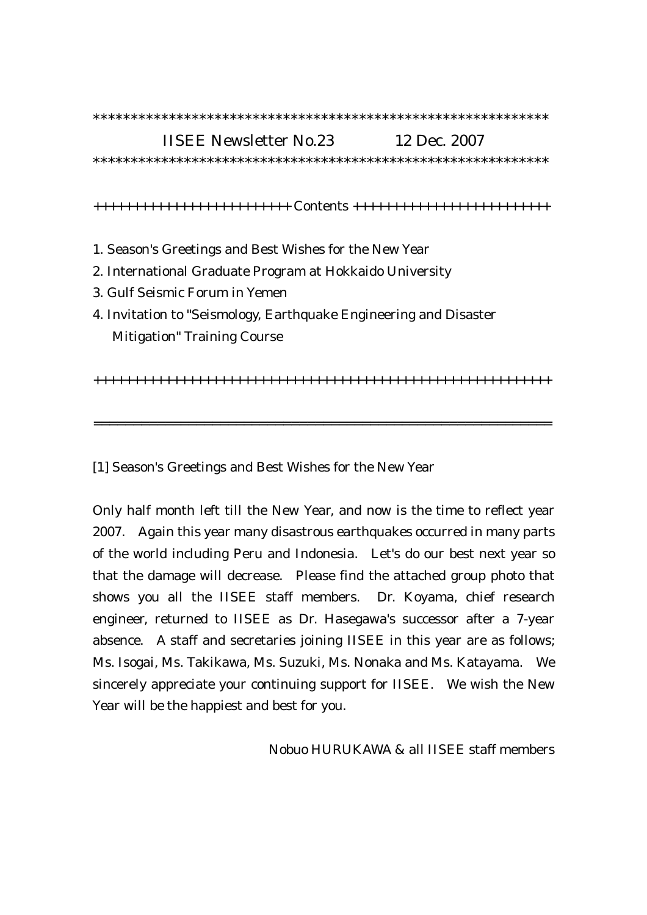*************************************************************

IISEE Newsletter No.23 12 Dec. 2007

*************************************************************

++++++++++++++++++++++++ Contents ++++++++++++++++++++++++

1. Season's Greetings and Best Wishes for the New Year
2. International Graduate Program at Hokkaido University
3. Gulf Seismic Forum in Yemen
4. Invitation to "Seismology, Earthquake Engineering and Disaster Mitigation" Training Course

+++++++++++++++++++++++++++++++++++++++++++++++++++++++

---

[1] Season's Greetings and Best Wishes for the New Year

Only half month left till the New Year, and now is the time to reflect year 2007. Again this year many disastrous earthquakes occurred in many parts of the world including Peru and Indonesia. Let's do our best next year so that the damage will decrease. Please find the attached group photo that shows you all the IISEE staff members. Dr. Koyama, chief research engineer, returned to IISEE as Dr. Hasegawa's successor after a 7-year absence. A staff and secretaries joining IISEE in this year are as follows; Ms. Isogai, Ms. Takikawa, Ms. Suzuki, Ms. Nonaka and Ms. Katayama. We sincerely appreciate your continuing support for IISEE. We wish the New Year will be the happiest and best for you.

Nobuo HURUKAWA & all IISEE staff members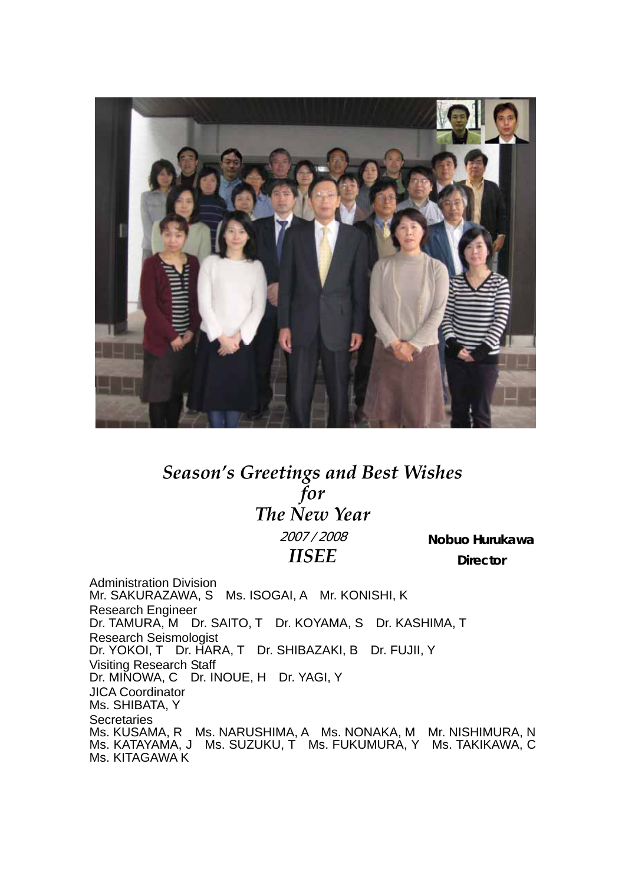*Season's Greetings and Best Wishes*
*for*
*The New Year*

*2007 / 2008*

*IISEE*

**Nobuo Hurukawa**
**Director**

Administration Division
Mr. SAKURAZAWA, S　Ms. ISOGAI, A　Mr. KONISHI, K

Research Engineer
Dr. TAMURA, M　Dr. SAITO, T　Dr. KOYAMA, S　Dr. KASHIMA, T

Research Seismologist
Dr. YOKOI, T　Dr. HARA, T　Dr. SHIBAZAKI, B　Dr. FUJII, Y

Visiting Research Staff
Dr. MINOWA, C　Dr. INOUE, H　Dr. YAGI, Y

JICA Coordinator
Ms. SHIBATA, Y

Secretaries
Ms. KUSAMA, R　Ms. NARUSHIMA, A　Ms. NONAKA, M　Mr. NISHIMURA, N
Ms. KATAYAMA, J　Ms. SUZUKU, T　Ms. FUKUMURA, Y　Ms. TAKIKAWA, C
Ms. KITAGAWA K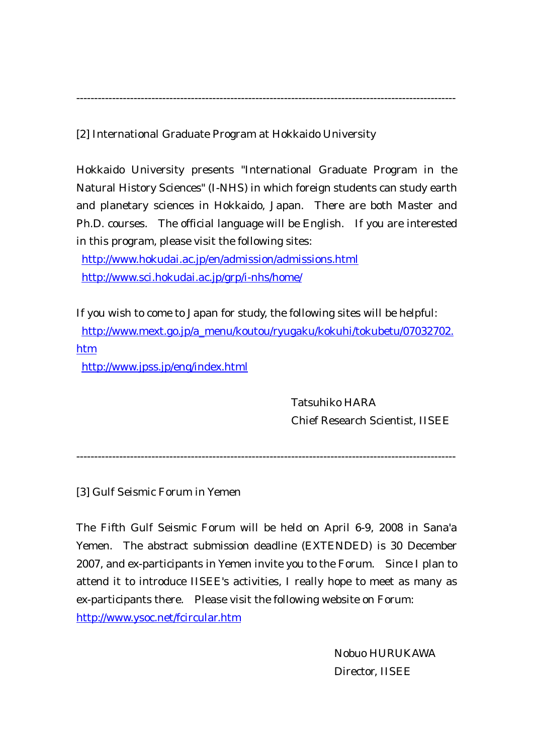---

## [2] International Graduate Program at Hokkaido University

Hokkaido University presents "International Graduate Program in the Natural History Sciences" (I-NHS) in which foreign students can study earth and planetary sciences in Hokkaido, Japan. There are both Master and Ph.D. courses. The official language will be English. If you are interested in this program, please visit the following sites:

http://www.hokudai.ac.jp/en/admission/admissions.html
http://www.sci.hokudai.ac.jp/grp/i-nhs/home/

If you wish to come to Japan for study, the following sites will be helpful:

http://www.mext.go.jp/a_menu/koutou/ryugaku/kokuhi/tokubetu/07032702.htm
http://www.jpss.jp/eng/index.html

Tatsuhiko HARA
Chief Research Scientist, IISEE

---

## [3] Gulf Seismic Forum in Yemen

The Fifth Gulf Seismic Forum will be held on April 6-9, 2008 in Sana'a Yemen. The abstract submission deadline (EXTENDED) is 30 December 2007, and ex-participants in Yemen invite you to the Forum. Since I plan to attend it to introduce IISEE's activities, I really hope to meet as many as ex-participants there. Please visit the following website on Forum:
http://www.ysoc.net/fcircular.htm

Nobuo HURUKAWA
Director, IISEE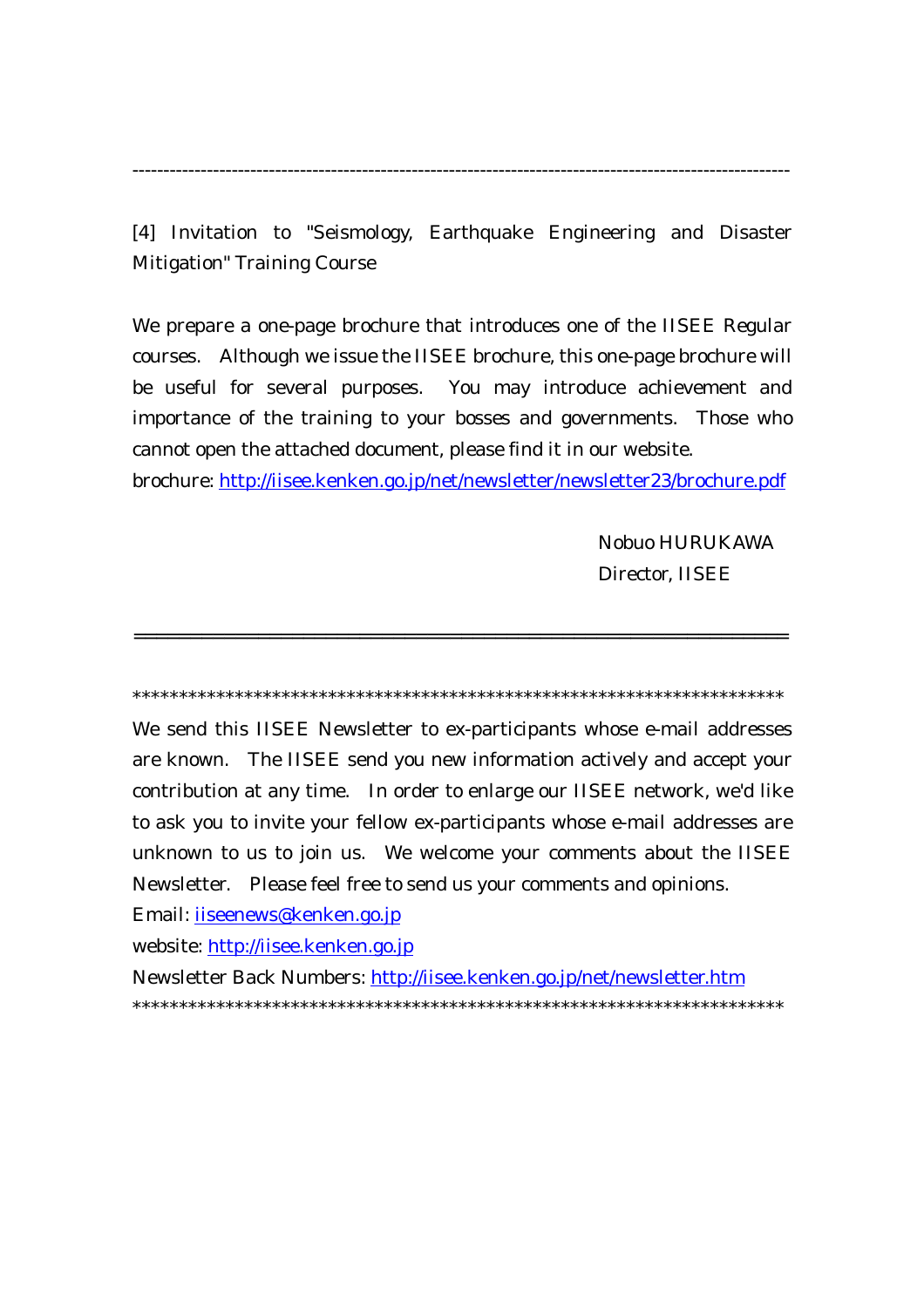---

[4] Invitation to "Seismology, Earthquake Engineering and Disaster Mitigation" Training Course

We prepare a one-page brochure that introduces one of the IISEE Regular courses. Although we issue the IISEE brochure, this one-page brochure will be useful for several purposes. You may introduce achievement and importance of the training to your bosses and governments. Those who cannot open the attached document, please find it in our website.
brochure: http://iisee.kenken.go.jp/net/newsletter/newsletter23/brochure.pdf

Nobuo HURUKAWA
Director, IISEE

---

*************************************************************************
We send this IISEE Newsletter to ex-participants whose e-mail addresses are known. The IISEE send you new information actively and accept your contribution at any time. In order to enlarge our IISEE network, we'd like to ask you to invite your fellow ex-participants whose e-mail addresses are unknown to us to join us. We welcome your comments about the IISEE Newsletter. Please feel free to send us your comments and opinions.
Email: iiseenews@kenken.go.jp
website: http://iisee.kenken.go.jp
Newsletter Back Numbers: http://iisee.kenken.go.jp/net/newsletter.htm
*************************************************************************